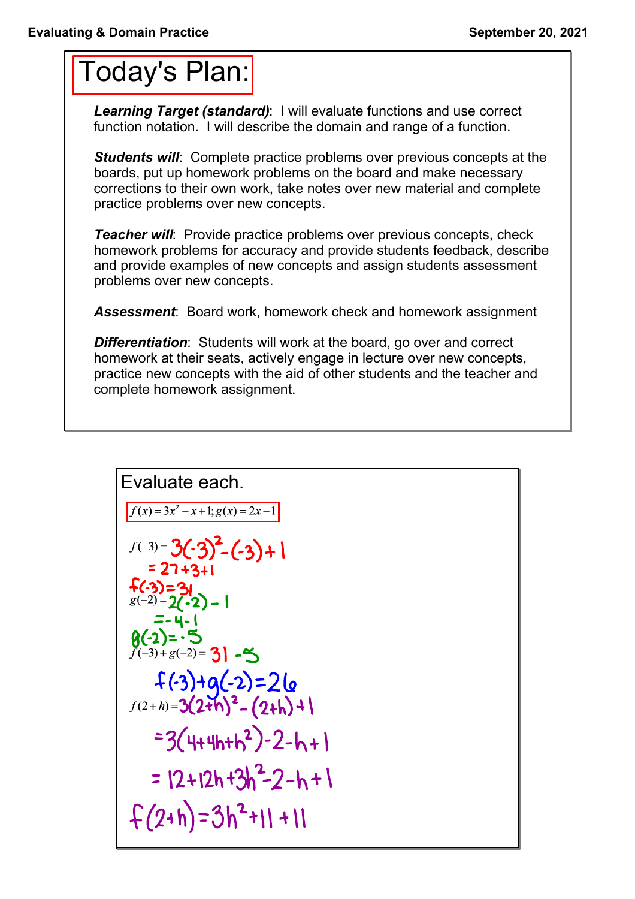# Evaluating & Domain Practice

September 20, 2021

## Today's Plan:

***Learning Target (standard)***: I will evaluate functions and use correct function notation. I will describe the domain and range of a function.

***Students will***: Complete practice problems over previous concepts at the boards, put up homework problems on the board and make necessary corrections to their own work, take notes over new material and complete practice problems over new concepts.

***Teacher will***: Provide practice problems over previous concepts, check homework problems for accuracy and provide students feedback, describe and provide examples of new concepts and assign students assessment problems over new concepts.

***Assessment***: Board work, homework check and homework assignment

***Differentiation***: Students will work at the board, go over and correct homework at their seats, actively engage in lecture over new concepts, practice new concepts with the aid of other students and the teacher and complete homework assignment.

## Evaluate each.

$f(x) = 3x^2 - x + 1; g(x) = 2x - 1$

$f(-3) = 3(-3)^2 - (-3) + 1$

$= 27 + 3 + 1$

$f(-3) = 31$

$g(-2) = 2(-2) - 1$

$= -4 - 1$

$g(-2) = -5$

$f(-3) + g(-2) = 31 - 5$

$f(-3) + g(-2) = 26$

$f(2 + h) = 3(2+h)^2 - (2+h) + 1$

$= 3(4 + 4h + h^2) - 2 - h + 1$

$= 12 + 12h + 3h^2 - 2 - h + 1$

$f(2+h) = 3h^2 + 11 + 11$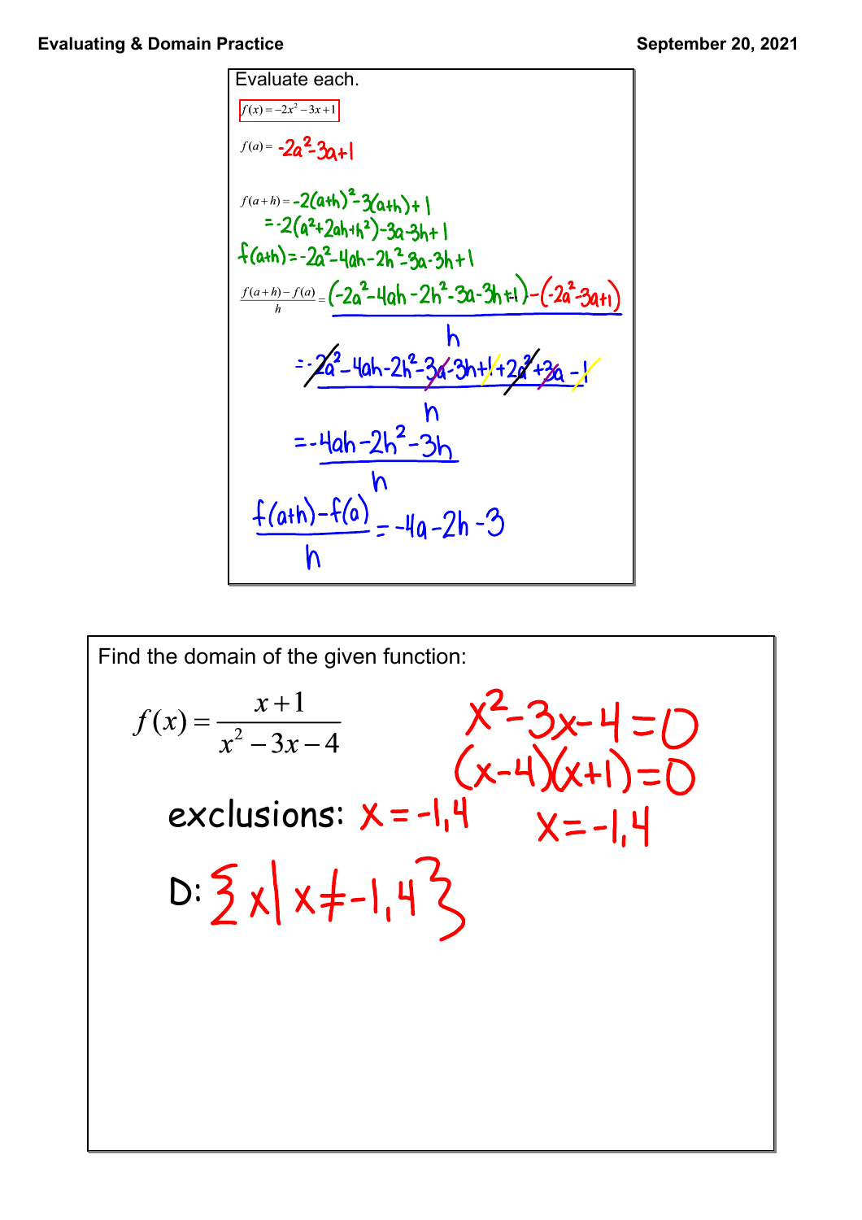Evaluating & Domain Practice

September 20, 2021

Evaluate each.

$f(x) = -2x^2 - 3x + 1$

$f(a) = -2a^2 - 3a + 1$

$f(a+h) = -2(a+h)^2 - 3(a+h) + 1$

$= -2(a^2 + 2ah + h^2) - 3a - 3h + 1$

$f(a+h) = -2a^2 - 4ah - 2h^2 - 3a - 3h + 1$

$$\frac{f(a+h) - f(a)}{h} = \frac{(-2a^2 - 4ah - 2h^2 - 3a - 3h + 1) - (-2a^2 - 3a + 1)}{h}$$

$$= \frac{-2a^2 - 4ah - 2h^2 - 3a - 3h + 1 + 2a^2 + 3a - 1}{h}$$

$$= \frac{-4ah - 2h^2 - 3h}{h}$$

$$\frac{f(a+h) - f(a)}{h} = -4a - 2h - 3$$

Find the domain of the given function:

$$f(x) = \frac{x+1}{x^2 - 3x - 4}$$

$x^2 - 3x - 4 = 0$

$(x-4)(x+1) = 0$

$x = -1, 4$

exclusions: $x = -1, 4$

D: $\{x \mid x \neq -1, 4\}$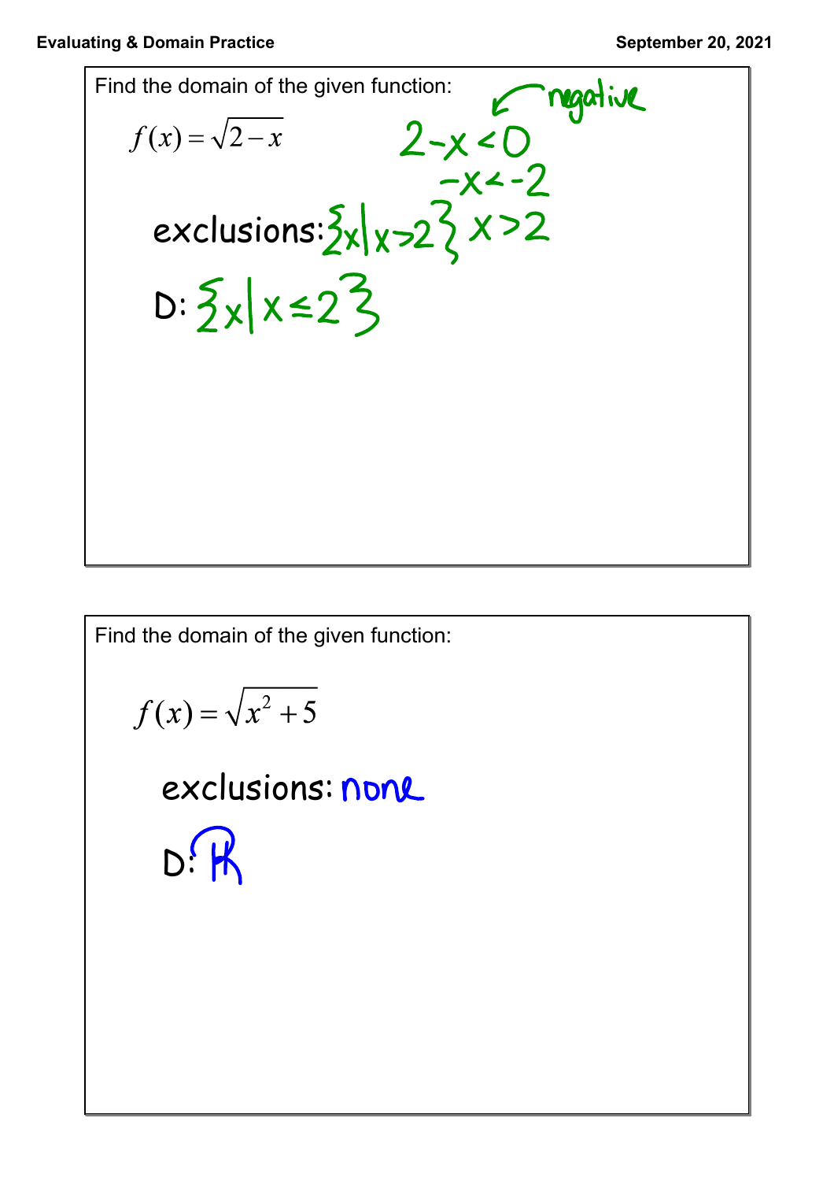**Evaluating & Domain Practice** **September 20, 2021**

Find the domain of the given function:

$$f(x) = \sqrt{2 - x}$$

negative

$2 - x < 0$

$-x < -2$

$x > 2$

exclusions: $\{x \mid x > 2\}$

D: $\{x \mid x \leq 2\}$

---

Find the domain of the given function:

$$f(x) = \sqrt{x^2 + 5}$$

exclusions: none

D: $\mathbb{R}$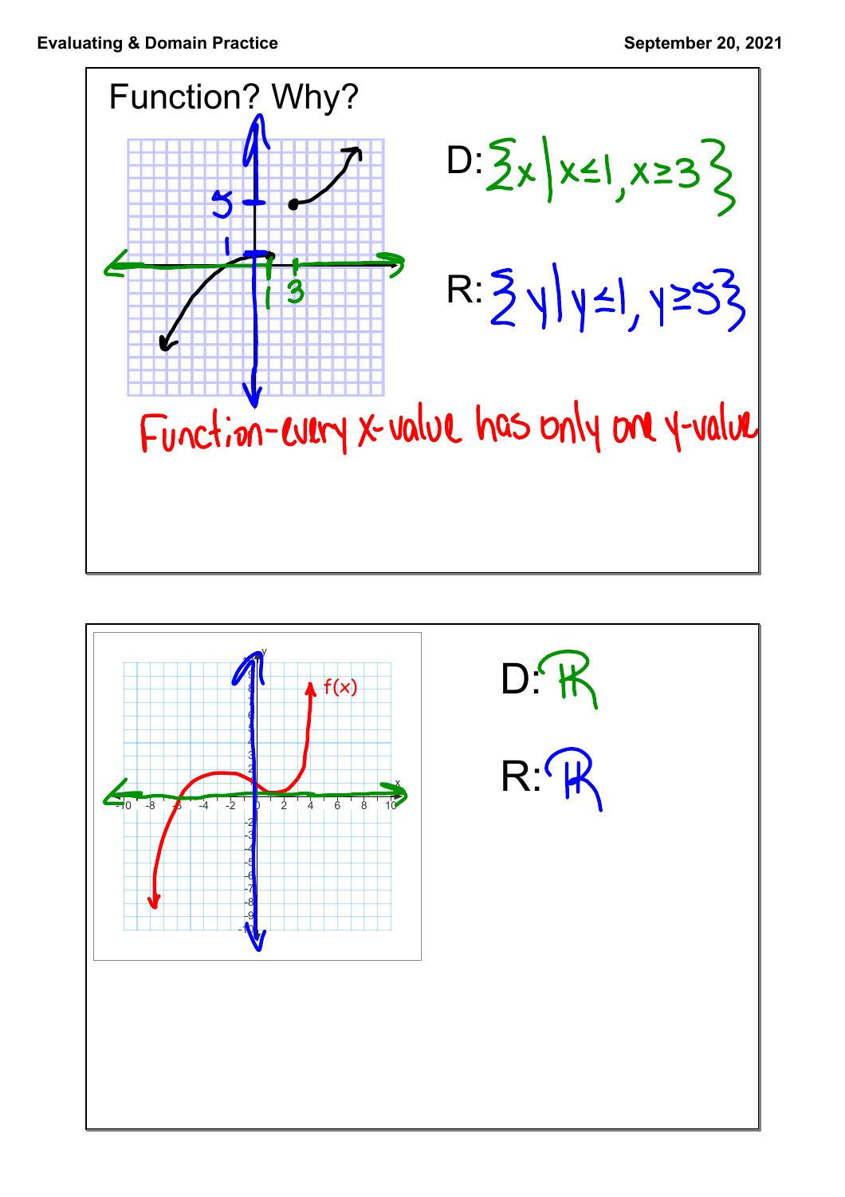Function? Why?

D: $\{x \mid x \leq 1, x \geq 3\}$

R: $\{y \mid y \leq 1, y \geq 5\}$

Function - every x-value has only one y-value

f(x)

D: $\mathbb{R}$

R: $\mathbb{R}$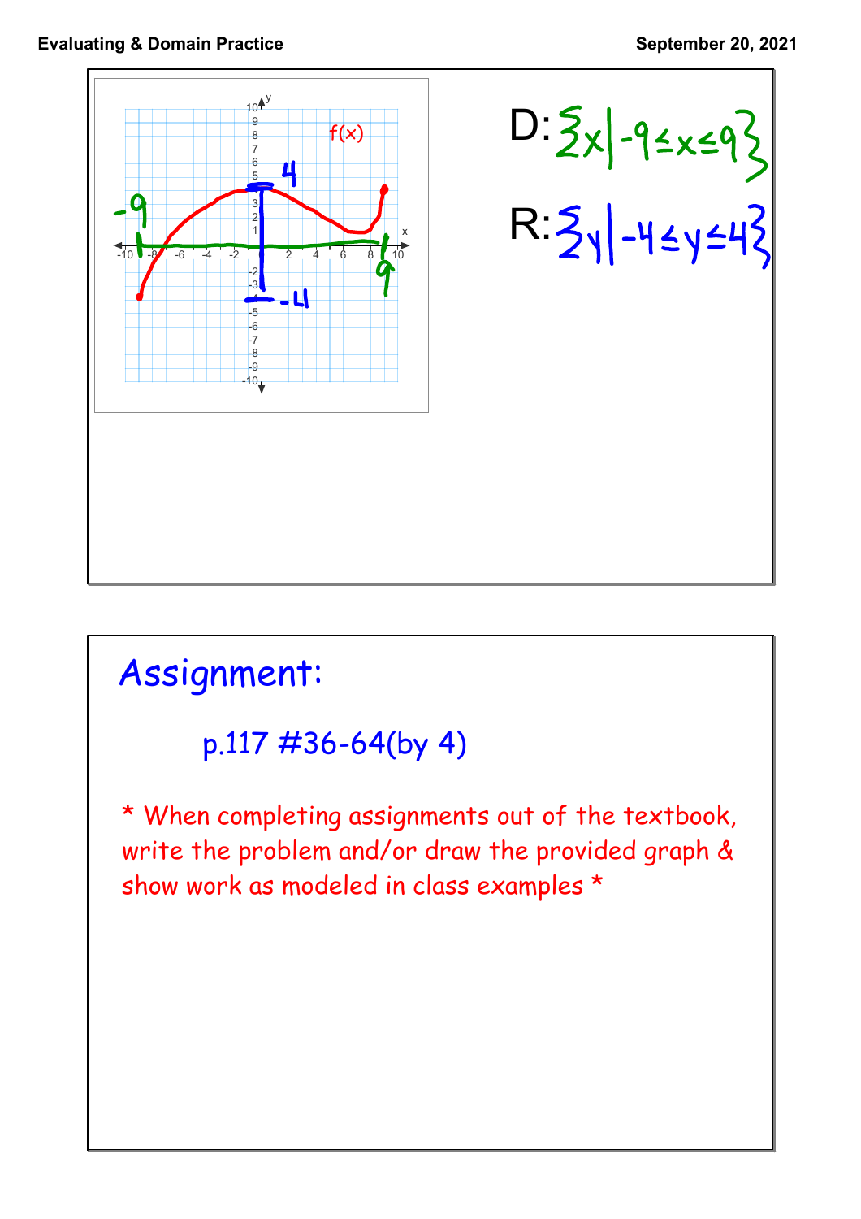Evaluating & Domain Practice

September 20, 2021

10
9
8
7
6
5
4
3
2
1
-2
-3
-5
-6
-7
-8
-9
-10
y
x
-10
-8
-6
-4
-2
2
4
6
8
10
f(x)
4
-4
-9
9

D: $\{x \mid -9 \le x \le 9\}$

R: $\{y \mid -4 \le y \le 4\}$

# Assignment:

p.117 #36-64(by 4)

* When completing assignments out of the textbook, write the problem and/or draw the provided graph & show work as modeled in class examples *